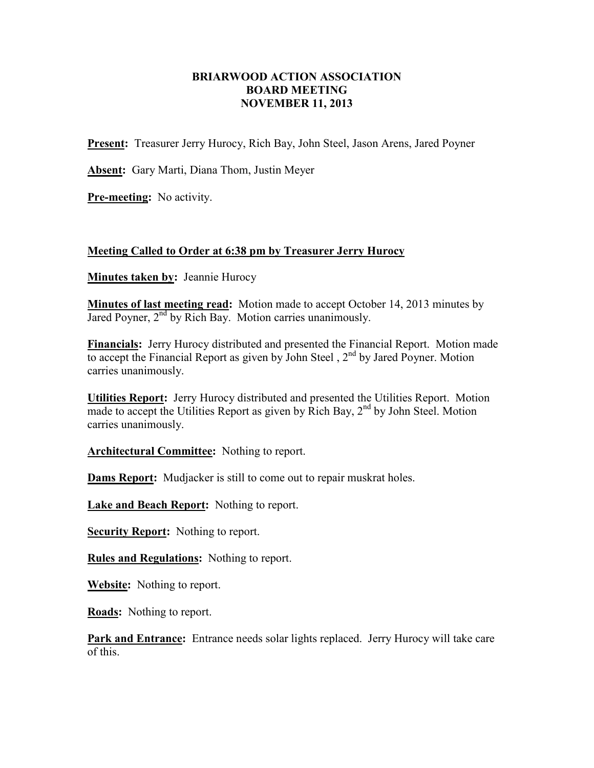# BRIARWOOD ACTION ASSOCIATION
## BOARD MEETING
## NOVEMBER 11, 2013

**Present:** Treasurer Jerry Hurocy, Rich Bay, John Steel, Jason Arens, Jared Poyner

**Absent:** Gary Marti, Diana Thom, Justin Meyer

**Pre-meeting:** No activity.

**Meeting Called to Order at 6:38 pm by Treasurer Jerry Hurocy**

**Minutes taken by:** Jeannie Hurocy

**Minutes of last meeting read:** Motion made to accept October 14, 2013 minutes by Jared Poyner, 2nd by Rich Bay. Motion carries unanimously.

**Financials:** Jerry Hurocy distributed and presented the Financial Report. Motion made to accept the Financial Report as given by John Steel , 2nd by Jared Poyner. Motion carries unanimously.

**Utilities Report:** Jerry Hurocy distributed and presented the Utilities Report. Motion made to accept the Utilities Report as given by Rich Bay, 2nd by John Steel. Motion carries unanimously.

**Architectural Committee:** Nothing to report.

**Dams Report:** Mudjacker is still to come out to repair muskrat holes.

**Lake and Beach Report:** Nothing to report.

**Security Report:** Nothing to report.

**Rules and Regulations:** Nothing to report.

**Website:** Nothing to report.

**Roads:** Nothing to report.

**Park and Entrance:** Entrance needs solar lights replaced. Jerry Hurocy will take care of this.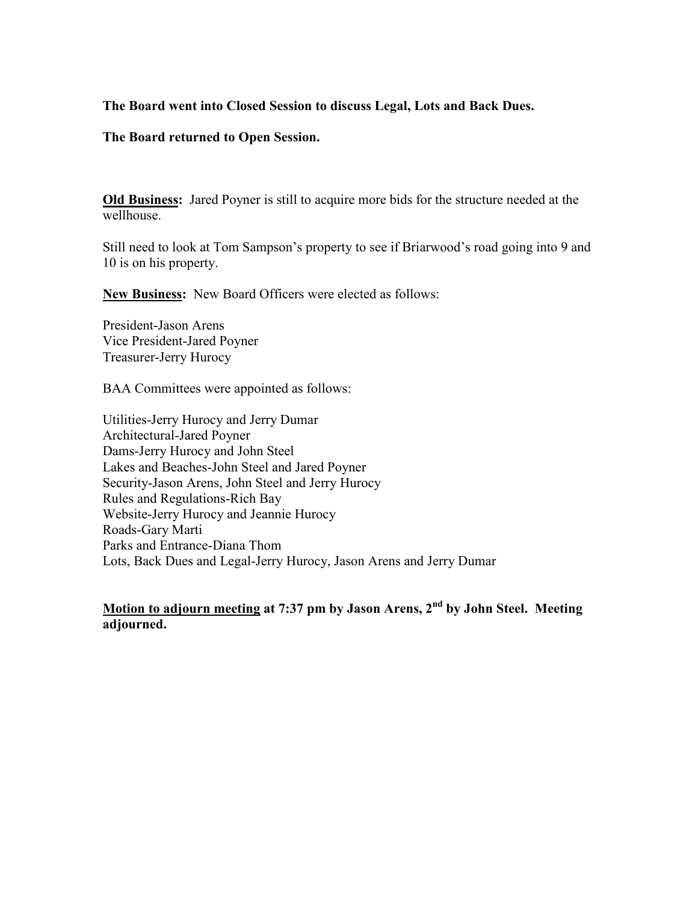**The Board went into Closed Session to discuss Legal, Lots and Back Dues.**

**The Board returned to Open Session.**

**Old Business:** Jared Poyner is still to acquire more bids for the structure needed at the wellhouse.

Still need to look at Tom Sampson's property to see if Briarwood's road going into 9 and 10 is on his property.

**New Business:** New Board Officers were elected as follows:

President-Jason Arens  
Vice President-Jared Poyner  
Treasurer-Jerry Hurocy

BAA Committees were appointed as follows:

Utilities-Jerry Hurocy and Jerry Dumar  
Architectural-Jared Poyner  
Dams-Jerry Hurocy and John Steel  
Lakes and Beaches-John Steel and Jared Poyner  
Security-Jason Arens, John Steel and Jerry Hurocy  
Rules and Regulations-Rich Bay  
Website-Jerry Hurocy and Jeannie Hurocy  
Roads-Gary Marti  
Parks and Entrance-Diana Thom  
Lots, Back Dues and Legal-Jerry Hurocy, Jason Arens and Jerry Dumar

**Motion to adjourn meeting at 7:37 pm by Jason Arens, 2nd by John Steel. Meeting adjourned.**